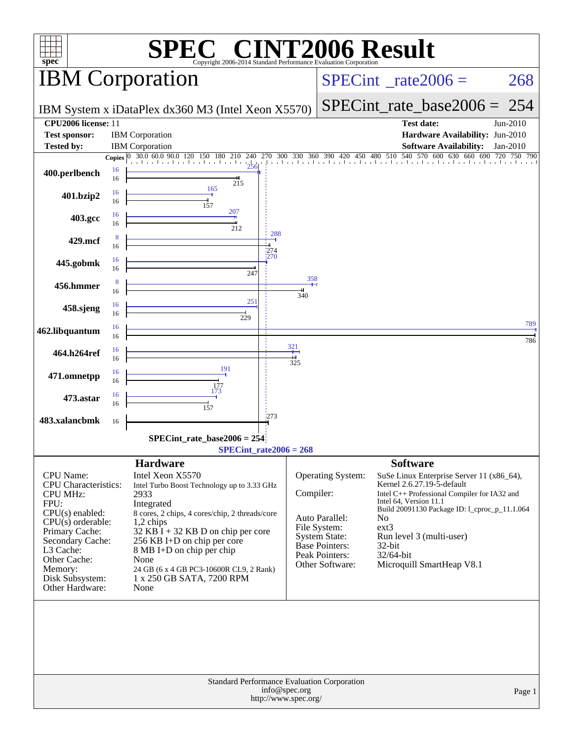# SPEC CINT2006 Result

Copyright 2006-2014 Standard Performance Evaluation Corporation

## IBM Corporation

IBM System x iDataPlex dx360 M3 (Intel Xeon X5570)

SPECint_rate2006 = 268

SPECint_rate_base2006 = 254

| | | | |
|---|---|---|---|
| **CPU2006 license:** 11 | | **Test date:** | Jun-2010 |
| **Test sponsor:** | IBM Corporation | **Hardware Availability:** | Jun-2010 |
| **Tested by:** | IBM Corporation | **Software Availability:** | Jan-2010 |

| Benchmark | Copies (peak) | Peak | Copies (base) | Base |
|---|---|---|---|---|
| 400.perlbench | 16 | 256 | 16 | 215 |
| 401.bzip2 | 16 | 165 | 16 | 157 |
| 403.gcc | 16 | 207 | 16 | 212 |
| 429.mcf | 8 | 288 | 16 | 274 |
| 445.gobmk | 16 | 270 | 16 | 247 |
| 456.hmmer | 8 | 358 | 16 | 340 |
| 458.sjeng | 16 | 251 | 16 | 229 |
| 462.libquantum | 16 | 789 | 16 | 786 |
| 464.h264ref | 16 | 321 | 16 | 325 |
| 471.omnetpp | 16 | 191 | 16 | 177 |
| 473.astar | 16 | 173 | 16 | 157 |
| 483.xalancbmk | | | 16 | 273 |

SPECint_rate_base2006 = 254

SPECint_rate2006 = 268

## Hardware

| | |
|---|---|
| CPU Name: | Intel Xeon X5570 |
| CPU Characteristics: | Intel Turbo Boost Technology up to 3.33 GHz |
| CPU MHz: | 2933 |
| FPU: | Integrated |
| CPU(s) enabled: | 8 cores, 2 chips, 4 cores/chip, 2 threads/core |
| CPU(s) orderable: | 1,2 chips |
| Primary Cache: | 32 KB I + 32 KB D on chip per core |
| Secondary Cache: | 256 KB I+D on chip per core |
| L3 Cache: | 8 MB I+D on chip per chip |
| Other Cache: | None |
| Memory: | 24 GB (6 x 4 GB PC3-10600R CL9, 2 Rank) |
| Disk Subsystem: | 1 x 250 GB SATA, 7200 RPM |
| Other Hardware: | None |

## Software

| | |
|---|---|
| Operating System: | SuSe Linux Enterprise Server 11 (x86_64), Kernel 2.6.27.19-5-default |
| Compiler: | Intel C++ Professional Compiler for IA32 and Intel 64, Version 11.1 Build 20091130 Package ID: l_cproc_p_11.1.064 |
| Auto Parallel: | No |
| File System: | ext3 |
| System State: | Run level 3 (multi-user) |
| Base Pointers: | 32-bit |
| Peak Pointers: | 32/64-bit |
| Other Software: | Microquill SmartHeap V8.1 |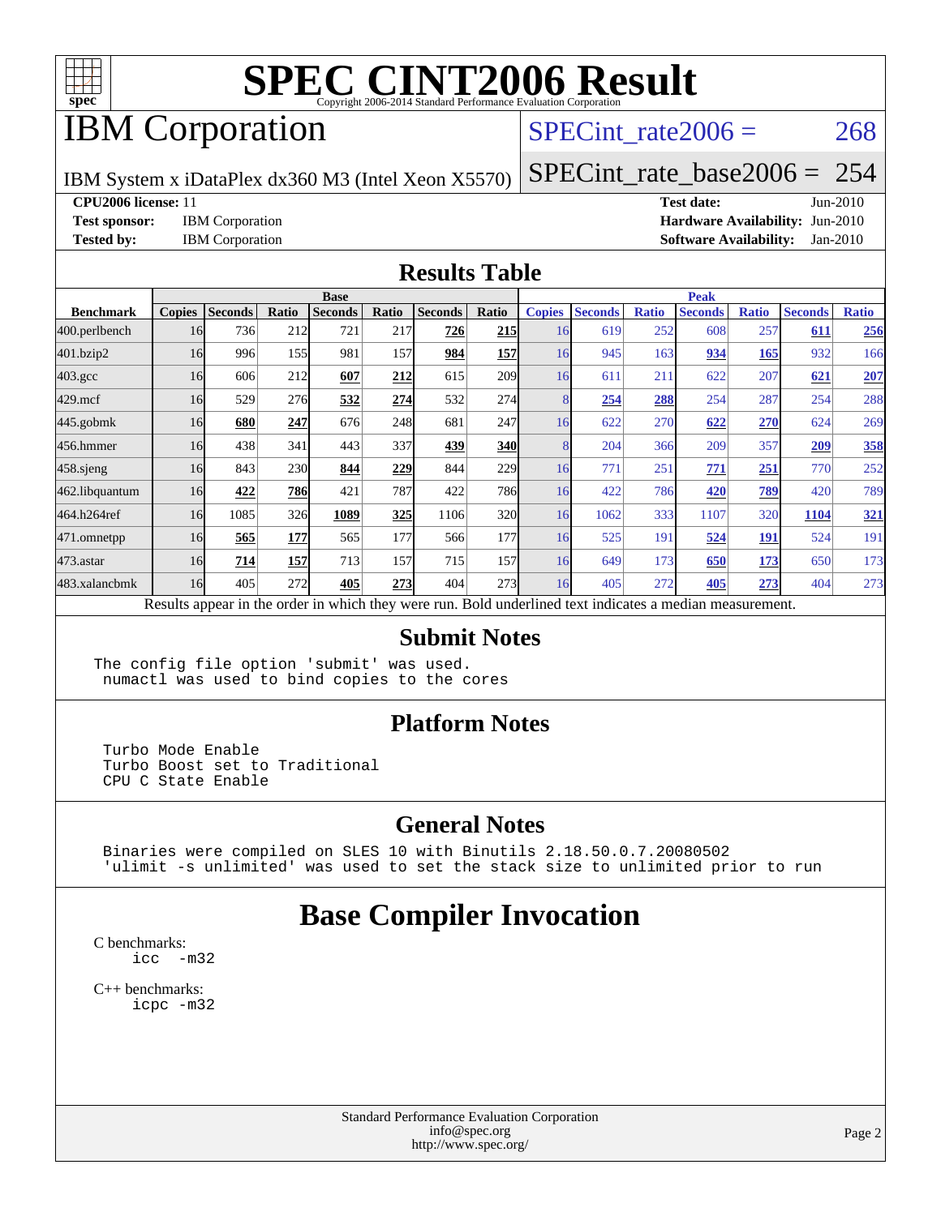# SPEC CINT2006 Result

Copyright 2006-2014 Standard Performance Evaluation Corporation

## IBM Corporation

IBM System x iDataPlex dx360 M3 (Intel Xeon X5570)

SPECint_rate2006 = 268

SPECint_rate_base2006 = 254

**CPU2006 license:** 11
**Test sponsor:** IBM Corporation
**Tested by:** IBM Corporation
**Test date:** Jun-2010
**Hardware Availability:** Jun-2010
**Software Availability:** Jan-2010

## Results Table

| Benchmark | Base | | | | | | | Peak | | | | | | |
|---|---|---|---|---|---|---|---|---|---|---|---|---|---|---|
| | Copies | Seconds | Ratio | Seconds | Ratio | Seconds | Ratio | Copies | Seconds | Ratio | Seconds | Ratio | Seconds | Ratio |
| 400.perlbench | 16 | 736 | 212 | 721 | 217 | **726** | **215** | 16 | 619 | 252 | 608 | 257 | **611** | **256** |
| 401.bzip2 | 16 | 996 | 155 | 981 | 157 | **984** | **157** | 16 | 945 | 163 | **934** | **165** | 932 | 166 |
| 403.gcc | 16 | 606 | 212 | **607** | **212** | 615 | 209 | 16 | 611 | 211 | 622 | 207 | **621** | **207** |
| 429.mcf | 16 | 529 | 276 | **532** | **274** | 532 | 274 | 8 | **254** | **288** | 254 | 287 | 254 | 288 |
| 445.gobmk | 16 | **680** | **247** | 676 | 248 | 681 | 247 | 16 | 622 | 270 | **622** | **270** | 624 | 269 |
| 456.hmmer | 16 | 438 | 341 | 443 | 337 | **439** | **340** | 8 | 204 | 366 | 209 | 357 | **209** | **358** |
| 458.sjeng | 16 | 843 | 230 | **844** | **229** | 844 | 229 | 16 | 771 | 251 | **771** | **251** | 770 | 252 |
| 462.libquantum | 16 | **422** | **786** | 421 | 787 | 422 | 786 | 16 | 422 | 786 | **420** | **789** | 420 | 789 |
| 464.h264ref | 16 | 1085 | 326 | **1089** | **325** | 1106 | 320 | 16 | 1062 | 333 | 1107 | 320 | **1104** | **321** |
| 471.omnetpp | 16 | **565** | **177** | 565 | 177 | 566 | 177 | 16 | 525 | 191 | **524** | **191** | 524 | 191 |
| 473.astar | 16 | **714** | **157** | 713 | 157 | 715 | 157 | 16 | 649 | 173 | **650** | **173** | 650 | 173 |
| 483.xalancbmk | 16 | 405 | 272 | **405** | **273** | 404 | 273 | 16 | 405 | 272 | **405** | **273** | 404 | 273 |

Results appear in the order in which they were run. Bold underlined text indicates a median measurement.

## Submit Notes

```
The config file option 'submit' was used.
 numactl was used to bind copies to the cores
```

## Platform Notes

```
Turbo Mode Enable
Turbo Boost set to Traditional
CPU C State Enable
```

## General Notes

```
Binaries were compiled on SLES 10 with Binutils 2.18.50.0.7.20080502
'ulimit -s unlimited' was used to set the stack size to unlimited prior to run
```

## Base Compiler Invocation

C benchmarks:

```
icc  -m32
```

C++ benchmarks:

```
icpc -m32
```

Standard Performance Evaluation Corporation
info@spec.org
http://www.spec.org/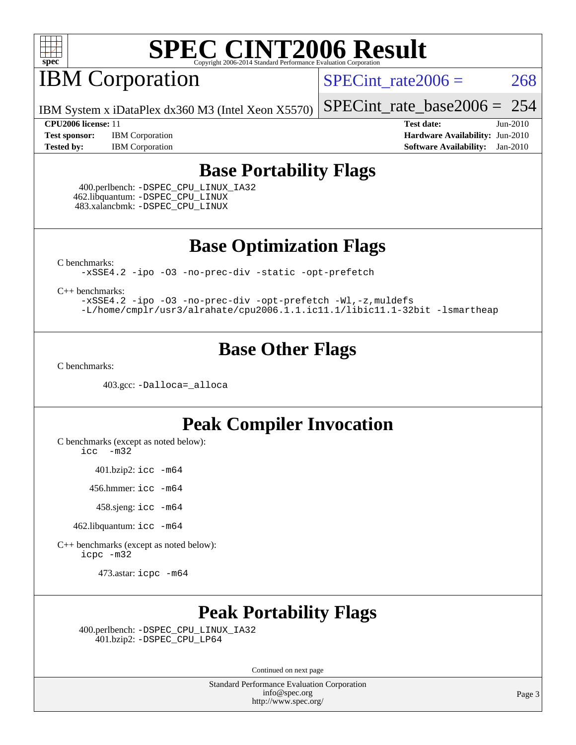# SPEC CINT2006 Result

## IBM Corporation

IBM System x iDataPlex dx360 M3 (Intel Xeon X5570)

SPECint_rate2006 = 268

SPECint_rate_base2006 = 254

**CPU2006 license:** 11

**Test sponsor:** IBM Corporation

**Tested by:** IBM Corporation

**Test date:** Jun-2010

**Hardware Availability:** Jun-2010

**Software Availability:** Jan-2010

## Base Portability Flags

400.perlbench: `-DSPEC_CPU_LINUX_IA32`
462.libquantum: `-DSPEC_CPU_LINUX`
483.xalancbmk: `-DSPEC_CPU_LINUX`

## Base Optimization Flags

C benchmarks:

```
-xSSE4.2 -ipo -O3 -no-prec-div -static -opt-prefetch
```

C++ benchmarks:

```
-xSSE4.2 -ipo -O3 -no-prec-div -opt-prefetch -Wl,-z,muldefs
-L/home/cmplr/usr3/alrahate/cpu2006.1.1.ic11.1/libic11.1-32bit -lsmartheap
```

## Base Other Flags

C benchmarks:

403.gcc: `-Dalloca=_alloca`

## Peak Compiler Invocation

C benchmarks (except as noted below):

```
icc -m32
```

401.bzip2: `icc -m64`

456.hmmer: `icc -m64`

458.sjeng: `icc -m64`

462.libquantum: `icc -m64`

C++ benchmarks (except as noted below):

```
icpc -m32
```

473.astar: `icpc -m64`

## Peak Portability Flags

400.perlbench: `-DSPEC_CPU_LINUX_IA32`
401.bzip2: `-DSPEC_CPU_LP64`

Continued on next page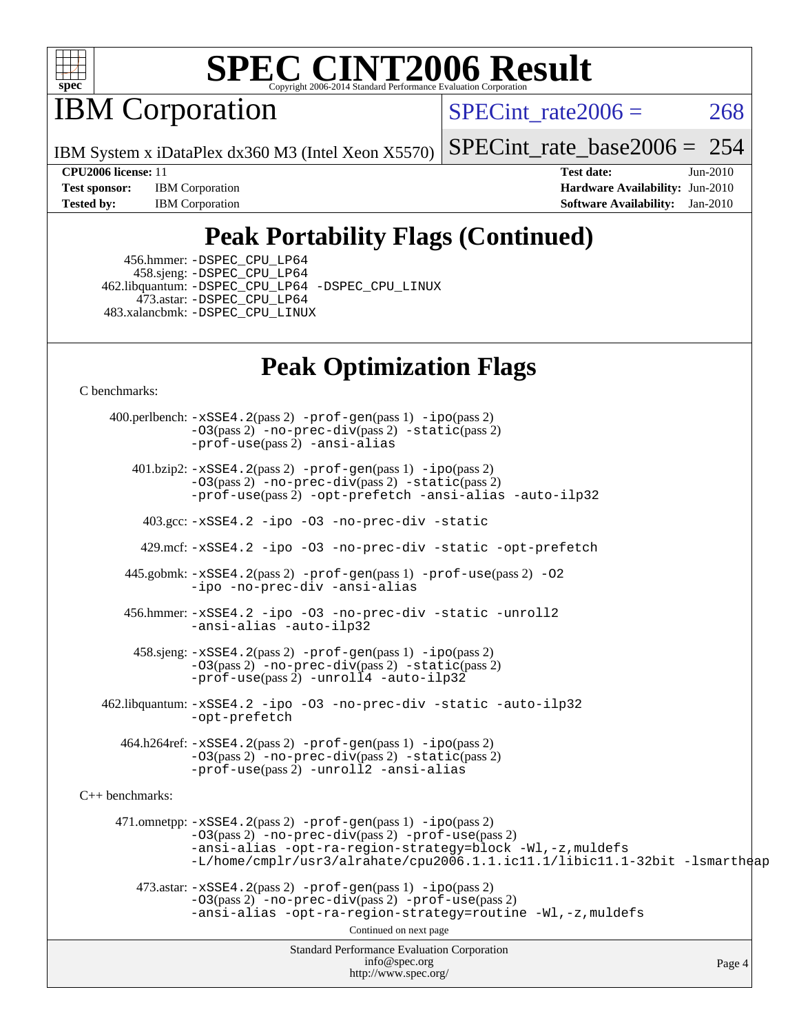# SPEC CINT2006 Result

Copyright 2006-2014 Standard Performance Evaluation Corporation

## IBM Corporation

IBM System x iDataPlex dx360 M3 (Intel Xeon X5570)

SPECint_rate2006 = 268

SPECint_rate_base2006 = 254

**CPU2006 license:** 11
**Test sponsor:** IBM Corporation
**Tested by:** IBM Corporation

**Test date:** Jun-2010
**Hardware Availability:** Jun-2010
**Software Availability:** Jan-2010

## Peak Portability Flags (Continued)

456.hmmer: -DSPEC_CPU_LP64
458.sjeng: -DSPEC_CPU_LP64
462.libquantum: -DSPEC_CPU_LP64 -DSPEC_CPU_LINUX
473.astar: -DSPEC_CPU_LP64
483.xalancbmk: -DSPEC_CPU_LINUX

## Peak Optimization Flags

C benchmarks:

400.perlbench: -xSSE4.2(pass 2) -prof-gen(pass 1) -ipo(pass 2) -O3(pass 2) -no-prec-div(pass 2) -static(pass 2) -prof-use(pass 2) -ansi-alias

401.bzip2: -xSSE4.2(pass 2) -prof-gen(pass 1) -ipo(pass 2) -O3(pass 2) -no-prec-div(pass 2) -static(pass 2) -prof-use(pass 2) -opt-prefetch -ansi-alias -auto-ilp32

403.gcc: -xSSE4.2 -ipo -O3 -no-prec-div -static

429.mcf: -xSSE4.2 -ipo -O3 -no-prec-div -static -opt-prefetch

445.gobmk: -xSSE4.2(pass 2) -prof-gen(pass 1) -prof-use(pass 2) -O2 -ipo -no-prec-div -ansi-alias

456.hmmer: -xSSE4.2 -ipo -O3 -no-prec-div -static -unroll2 -ansi-alias -auto-ilp32

458.sjeng: -xSSE4.2(pass 2) -prof-gen(pass 1) -ipo(pass 2) -O3(pass 2) -no-prec-div(pass 2) -static(pass 2) -prof-use(pass 2) -unroll4 -auto-ilp32

462.libquantum: -xSSE4.2 -ipo -O3 -no-prec-div -static -auto-ilp32 -opt-prefetch

464.h264ref: -xSSE4.2(pass 2) -prof-gen(pass 1) -ipo(pass 2) -O3(pass 2) -no-prec-div(pass 2) -static(pass 2) -prof-use(pass 2) -unroll2 -ansi-alias

C++ benchmarks:

471.omnetpp: -xSSE4.2(pass 2) -prof-gen(pass 1) -ipo(pass 2) -O3(pass 2) -no-prec-div(pass 2) -prof-use(pass 2) -ansi-alias -opt-ra-region-strategy=block -Wl,-z,muldefs -L/home/cmplr/usr3/alrahate/cpu2006.1.1.ic11.1/libic11.1-32bit -lsmartheap

473.astar: -xSSE4.2(pass 2) -prof-gen(pass 1) -ipo(pass 2) -O3(pass 2) -no-prec-div(pass 2) -prof-use(pass 2) -ansi-alias -opt-ra-region-strategy=routine -Wl,-z,muldefs

Continued on next page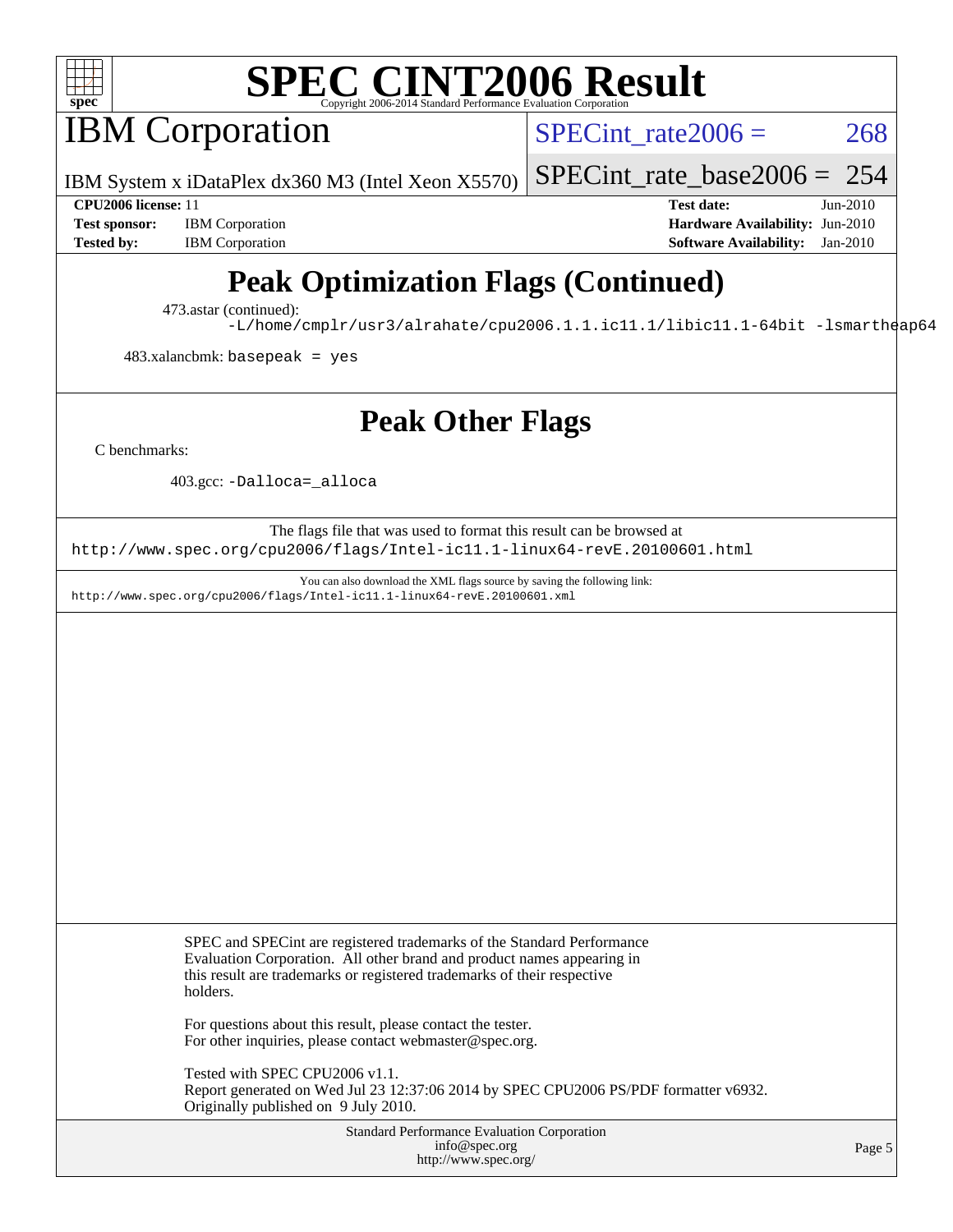# Peak Optimization Flags (Continued)

473.astar (continued):
-L/home/cmplr/usr3/alrahate/cpu2006.1.1.ic11.1/libic11.1-64bit -lsmartheap64

483.xalancbmk: basepeak = yes

# Peak Other Flags

C benchmarks:

403.gcc: -Dalloca=_alloca

The flags file that was used to format this result can be browsed at
http://www.spec.org/cpu2006/flags/Intel-ic11.1-linux64-revE.20100601.html

You can also download the XML flags source by saving the following link:
http://www.spec.org/cpu2006/flags/Intel-ic11.1-linux64-revE.20100601.xml

SPEC and SPECint are registered trademarks of the Standard Performance Evaluation Corporation. All other brand and product names appearing in this result are trademarks or registered trademarks of their respective holders.

For questions about this result, please contact the tester.
For other inquiries, please contact webmaster@spec.org.

Tested with SPEC CPU2006 v1.1.
Report generated on Wed Jul 23 12:37:06 2014 by SPEC CPU2006 PS/PDF formatter v6932.
Originally published on 9 July 2010.